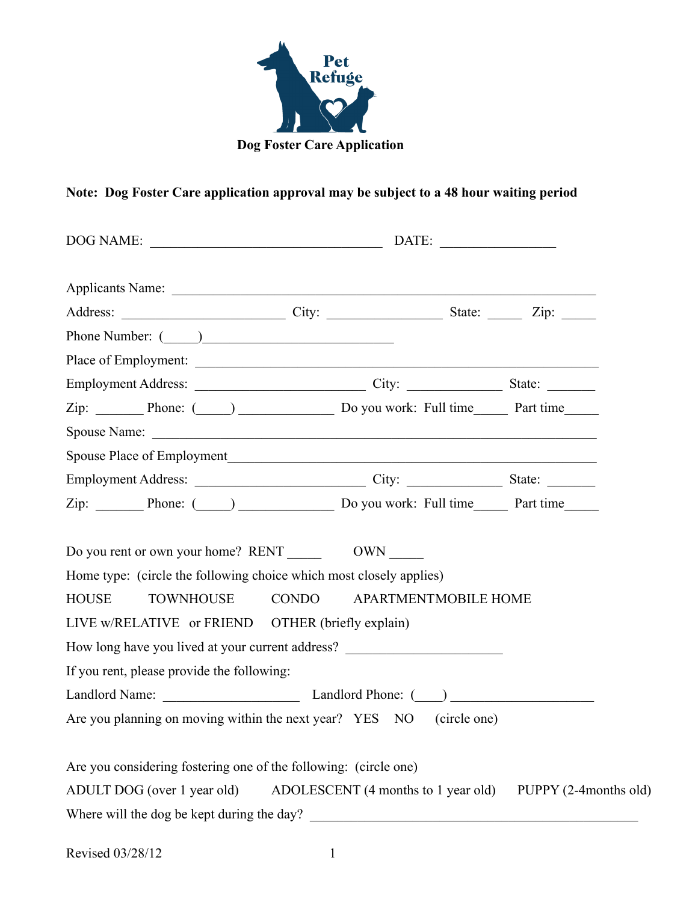Pet Refuge

# Dog Foster Care Application

**Note: Dog Foster Care application approval may be subject to a 48 hour waiting period**

DOG NAME: ________________________________ DATE: ________________

Applicants Name: ________________________________________________________

Address: ______________________ City: ________________ State: _____ Zip: _____

Phone Number: (_____)___________________________

Place of Employment: ______________________________________________________

Employment Address: _______________________ City: _____________ State: _______

Zip: _______ Phone: (_____) _____________ Do you work: Full time_____ Part time_____

Spouse Name: _____________________________________________________________

Spouse Place of Employment__________________________________________________

Employment Address: _______________________ City: _____________ State: _______

Zip: _______ Phone: (_____) _____________ Do you work: Full time_____ Part time_____

Do you rent or own your home? RENT _____ OWN _____

Home type: (circle the following choice which most closely applies)

HOUSE TOWNHOUSE CONDO APARTMENT MOBILE HOME

LIVE w/RELATIVE or FRIEND OTHER (briefly explain)

How long have you lived at your current address? ______________________

If you rent, please provide the following:

Landlord Name: ___________________ Landlord Phone: (____) ____________________

Are you planning on moving within the next year? YES NO (circle one)

Are you considering fostering one of the following: (circle one)

ADULT DOG (over 1 year old) ADOLESCENT (4 months to 1 year old) PUPPY (2-4months old)

Where will the dog be kept during the day? ____________________________________________

Revised 03/28/12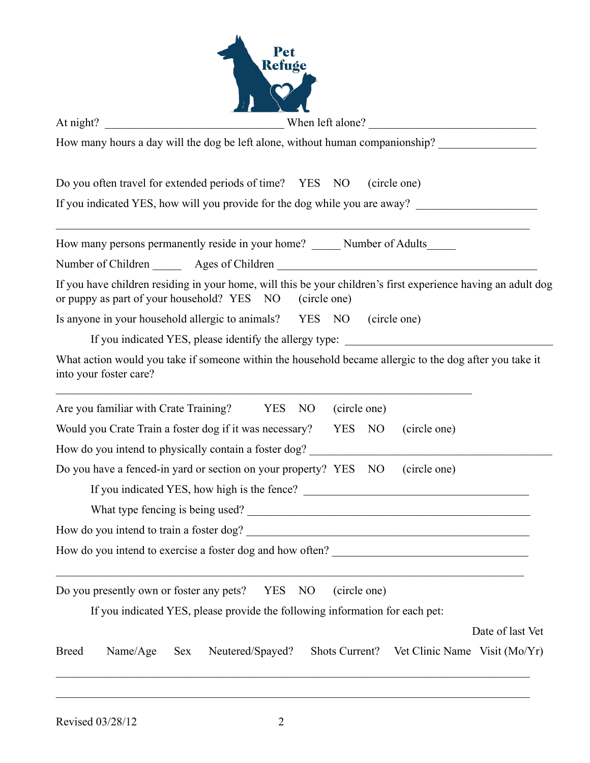At night? _______________________________ When left alone? _____________________________

How many hours a day will the dog be left alone, without human companionship? ________________

Do you often travel for extended periods of time? YES NO (circle one)

If you indicated YES, how will you provide for the dog while you are away? ____________________

_____________________________________________________________________________

How many persons permanently reside in your home? _____ Number of Adults_____

Number of Children _____ Ages of Children ___________________________________________

If you have children residing in your home, will this be your children's first experience having an adult dog or puppy as part of your household? YES NO (circle one)

Is anyone in your household allergic to animals? YES NO (circle one)

If you indicated YES, please identify the allergy type: ___________________________________

What action would you take if someone within the household became allergic to the dog after you take it into your foster care?

_______________________________________________________________________

Are you familiar with Crate Training? YES NO (circle one)

Would you Crate Train a foster dog if it was necessary? YES NO (circle one)

How do you intend to physically contain a foster dog? __________________________________________

Do you have a fenced-in yard or section on your property? YES NO (circle one)

If you indicated YES, how high is the fence? _______________________________________

What type fencing is being used? ________________________________________________

How do you intend to train a foster dog? _____________________________________________

How do you intend to exercise a foster dog and how often? __________________________________

_____________________________________________________________________________

Do you presently own or foster any pets? YES NO (circle one)

If you indicated YES, please provide the following information for each pet:

| Breed | Name/Age | Sex | Neutered/Spayed? | Shots Current? | Vet Clinic Name | Date of last Vet Visit (Mo/Yr) |
|---|---|---|---|---|---|---|
| | | | | | | |
| | | | | | | |

Revised 03/28/12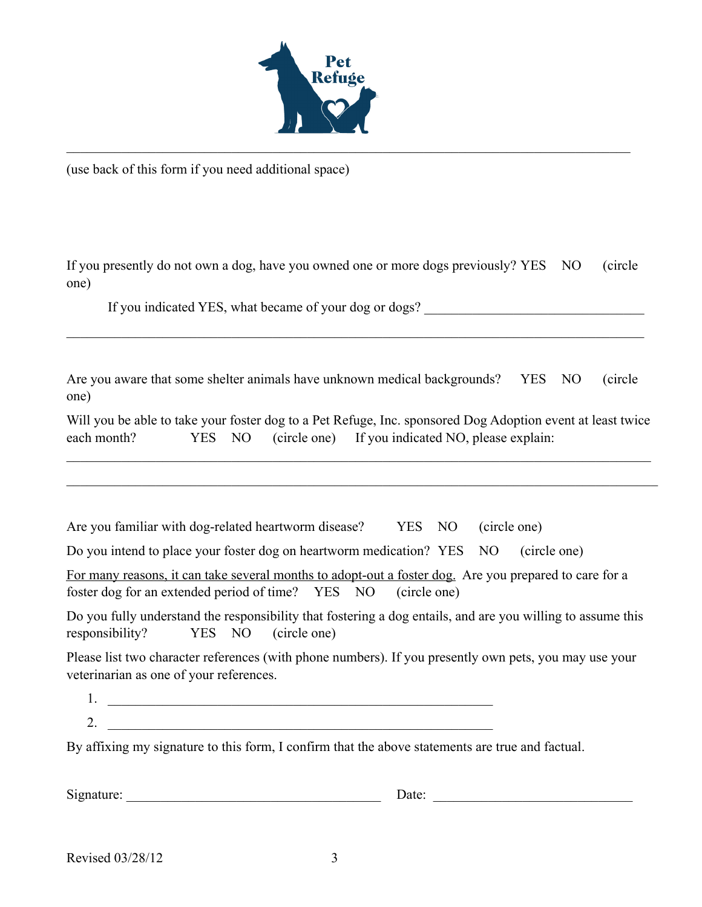Pet Refuge

\_\_\_\_\_\_\_\_\_\_\_\_\_\_\_\_\_\_\_\_\_\_\_\_\_\_\_\_\_\_\_\_\_\_\_\_\_\_\_\_\_\_\_\_\_\_\_\_\_\_\_\_\_\_\_\_\_\_\_\_\_\_\_\_\_\_\_\_\_\_\_\_\_\_\_\_\_\_\_\_\_\_

(use back of this form if you need additional space)

If you presently do not own a dog, have you owned one or more dogs previously? YES NO (circle one)

If you indicated YES, what became of your dog or dogs? \_\_\_\_\_\_\_\_\_\_\_\_\_\_\_\_\_\_\_\_\_\_\_\_\_\_\_\_\_\_\_\_\_

\_\_\_\_\_\_\_\_\_\_\_\_\_\_\_\_\_\_\_\_\_\_\_\_\_\_\_\_\_\_\_\_\_\_\_\_\_\_\_\_\_\_\_\_\_\_\_\_\_\_\_\_\_\_\_\_\_\_\_\_\_\_\_\_\_\_\_\_\_\_\_\_\_\_\_\_\_\_\_\_\_\_

Are you aware that some shelter animals have unknown medical backgrounds? YES NO (circle one)

Will you be able to take your foster dog to a Pet Refuge, Inc. sponsored Dog Adoption event at least twice each month? YES NO (circle one) If you indicated NO, please explain:

\_\_\_\_\_\_\_\_\_\_\_\_\_\_\_\_\_\_\_\_\_\_\_\_\_\_\_\_\_\_\_\_\_\_\_\_\_\_\_\_\_\_\_\_\_\_\_\_\_\_\_\_\_\_\_\_\_\_\_\_\_\_\_\_\_\_\_\_\_\_\_\_\_\_\_\_\_\_\_\_\_\_

\_\_\_\_\_\_\_\_\_\_\_\_\_\_\_\_\_\_\_\_\_\_\_\_\_\_\_\_\_\_\_\_\_\_\_\_\_\_\_\_\_\_\_\_\_\_\_\_\_\_\_\_\_\_\_\_\_\_\_\_\_\_\_\_\_\_\_\_\_\_\_\_\_\_\_\_\_\_\_\_\_\_

Are you familiar with dog-related heartworm disease? YES NO (circle one)

Do you intend to place your foster dog on heartworm medication? YES NO (circle one)

<u>For many reasons, it can take several months to adopt-out a foster dog.</u> Are you prepared to care for a foster dog for an extended period of time? YES NO (circle one)

Do you fully understand the responsibility that fostering a dog entails, and are you willing to assume this responsibility? YES NO (circle one)

Please list two character references (with phone numbers). If you presently own pets, you may use your veterinarian as one of your references.

1. \_\_\_\_\_\_\_\_\_\_\_\_\_\_\_\_\_\_\_\_\_\_\_\_\_\_\_\_\_\_\_\_\_\_\_\_\_\_\_\_\_\_\_\_\_\_\_\_\_\_\_\_\_\_\_\_
2. \_\_\_\_\_\_\_\_\_\_\_\_\_\_\_\_\_\_\_\_\_\_\_\_\_\_\_\_\_\_\_\_\_\_\_\_\_\_\_\_\_\_\_\_\_\_\_\_\_\_\_\_\_\_\_\_

By affixing my signature to this form, I confirm that the above statements are true and factual.

Signature: \_\_\_\_\_\_\_\_\_\_\_\_\_\_\_\_\_\_\_\_\_\_\_\_\_\_\_\_\_\_\_\_\_\_\_\_ Date: \_\_\_\_\_\_\_\_\_\_\_\_\_\_\_\_\_\_\_\_\_\_\_\_\_\_\_\_

Revised 03/28/12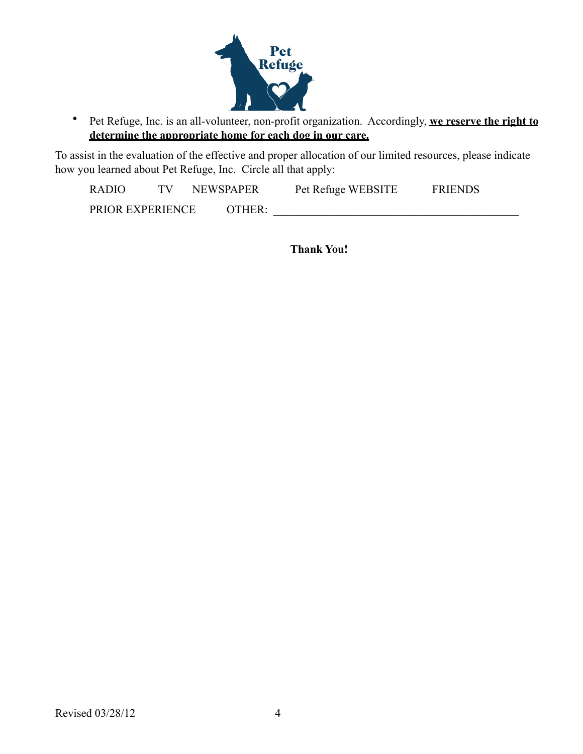- Pet Refuge, Inc. is an all-volunteer, non-profit organization. Accordingly, **we reserve the right to determine the appropriate home for each dog in our care.**

To assist in the evaluation of the effective and proper allocation of our limited resources, please indicate how you learned about Pet Refuge, Inc. Circle all that apply:

RADIO TV NEWSPAPER Pet Refuge WEBSITE FRIENDS

PRIOR EXPERIENCE OTHER: ____________________________________________

**Thank You!**

Revised 03/28/12